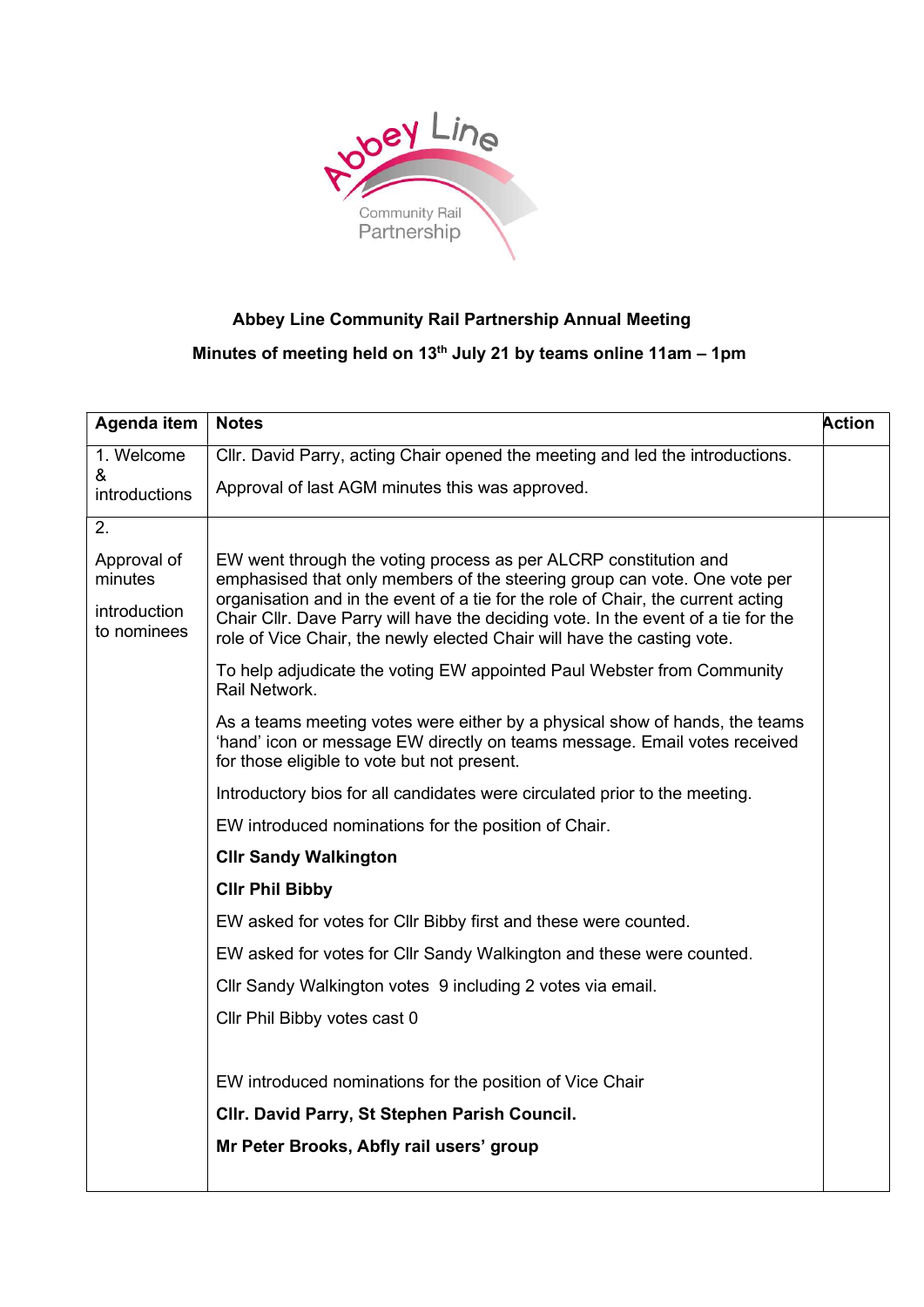**Abbey Line Community Rail Partnership Annual Meeting**

**Minutes of meeting held on 13th July 21 by teams online 11am – 1pm**

| Agenda item | Notes | Action |
|---|---|---|
| 1. Welcome & introductions | Cllr. David Parry, acting Chair opened the meeting and led the introductions.<br><br>Approval of last AGM minutes this was approved. | |
| 2.<br><br>Approval of minutes<br><br>introduction to nominees | EW went through the voting process as per ALCRP constitution and emphasised that only members of the steering group can vote. One vote per organisation and in the event of a tie for the role of Chair, the current acting Chair Cllr. Dave Parry will have the deciding vote. In the event of a tie for the role of Vice Chair, the newly elected Chair will have the casting vote.<br><br>To help adjudicate the voting EW appointed Paul Webster from Community Rail Network.<br><br>As a teams meeting votes were either by a physical show of hands, the teams 'hand' icon or message EW directly on teams message. Email votes received for those eligible to vote but not present.<br><br>Introductory bios for all candidates were circulated prior to the meeting.<br><br>EW introduced nominations for the position of Chair.<br><br>**Cllr Sandy Walkington**<br><br>**Cllr Phil Bibby**<br><br>EW asked for votes for Cllr Bibby first and these were counted.<br><br>EW asked for votes for Cllr Sandy Walkington and these were counted.<br><br>Cllr Sandy Walkington votes 9 including 2 votes via email.<br><br>Cllr Phil Bibby votes cast 0<br><br>EW introduced nominations for the position of Vice Chair<br><br>**Cllr. David Parry, St Stephen Parish Council.**<br><br>**Mr Peter Brooks, Abfly rail users' group** | |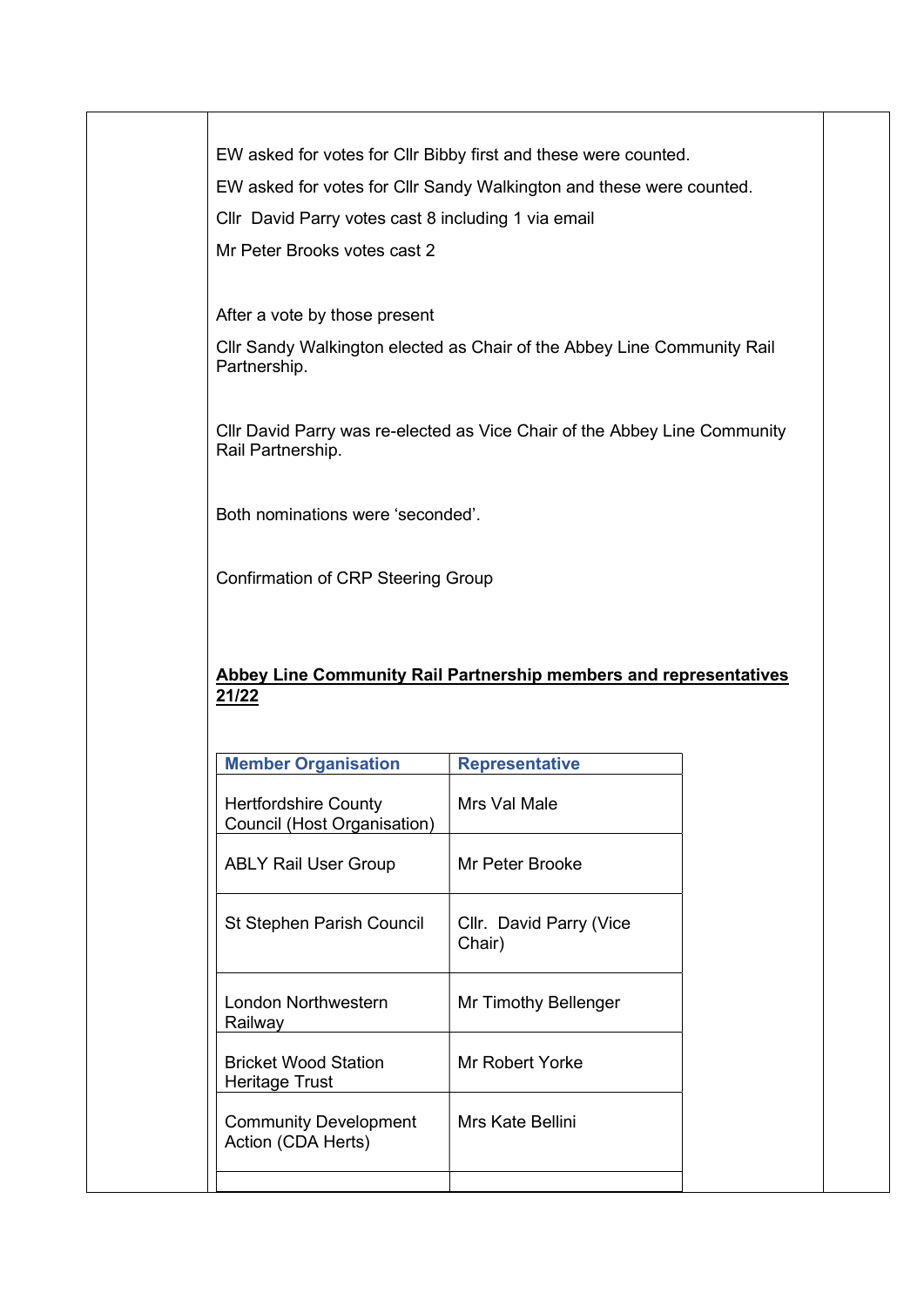EW asked for votes for Cllr Bibby first and these were counted.

EW asked for votes for Cllr Sandy Walkington and these were counted.

Cllr David Parry votes cast 8 including 1 via email

Mr Peter Brooks votes cast 2

After a vote by those present

Cllr Sandy Walkington elected as Chair of the Abbey Line Community Rail Partnership.

Cllr David Parry was re-elected as Vice Chair of the Abbey Line Community Rail Partnership.

Both nominations were 'seconded'.

Confirmation of CRP Steering Group

**<u>Abbey Line Community Rail Partnership members and representatives 21/22</u>**

| Member Organisation | Representative |
|---|---|
| Hertfordshire County Council (Host Organisation) | Mrs Val Male |
| ABLY Rail User Group | Mr Peter Brooke |
| St Stephen Parish Council | Cllr. David Parry (Vice Chair) |
| London Northwestern Railway | Mr Timothy Bellenger |
| Bricket Wood Station Heritage Trust | Mr Robert Yorke |
| Community Development Action (CDA Herts) | Mrs Kate Bellini |
| | |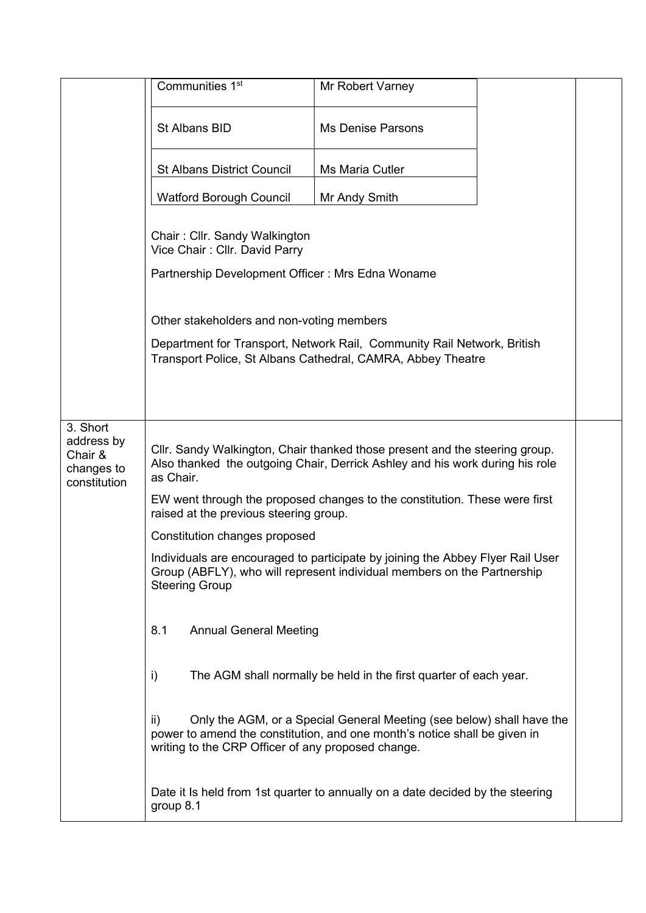| | | |
|---|---|---|
| | Communities 1st | Mr Robert Varney |
| | St Albans BID | Ms Denise Parsons |
| | St Albans District Council | Ms Maria Cutler |
| | Watford Borough Council | Mr Andy Smith |

Chair : Cllr. Sandy Walkington
Vice Chair : Cllr. David Parry

Partnership Development Officer : Mrs Edna Woname

Other stakeholders and non-voting members

Department for Transport, Network Rail, Community Rail Network, British Transport Police, St Albans Cathedral, CAMRA, Abbey Theatre

**3. Short address by Chair & changes to constitution**

Cllr. Sandy Walkington, Chair thanked those present and the steering group. Also thanked the outgoing Chair, Derrick Ashley and his work during his role as Chair.

EW went through the proposed changes to the constitution. These were first raised at the previous steering group.

Constitution changes proposed

Individuals are encouraged to participate by joining the Abbey Flyer Rail User Group (ABFLY), who will represent individual members on the Partnership Steering Group

8.1 Annual General Meeting

i) The AGM shall normally be held in the first quarter of each year.

ii) Only the AGM, or a Special General Meeting (see below) shall have the power to amend the constitution, and one month's notice shall be given in writing to the CRP Officer of any proposed change.

Date it Is held from 1st quarter to annually on a date decided by the steering group 8.1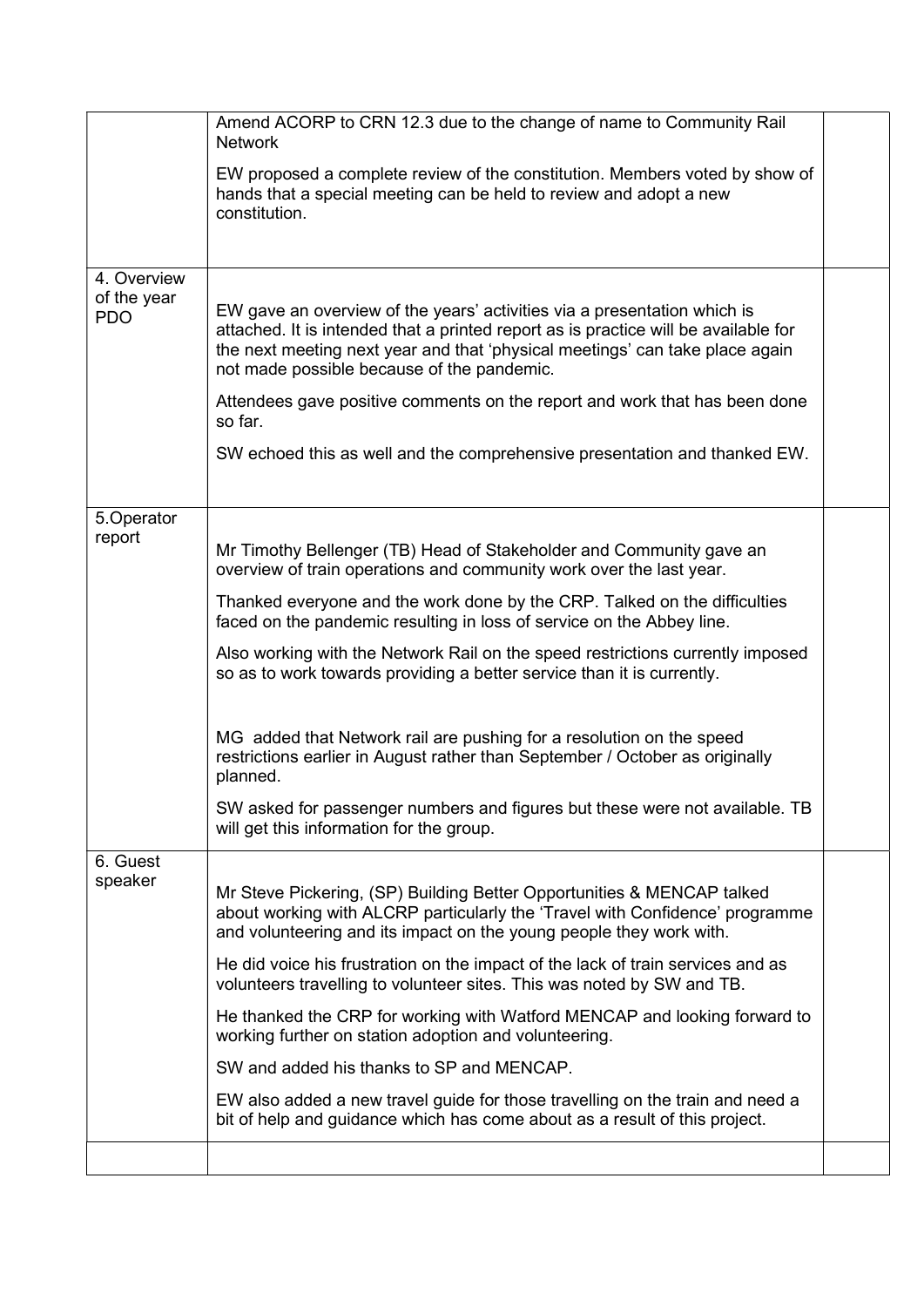| | | |
|---|---|---|
| | Amend ACORP to CRN 12.3 due to the change of name to Community Rail Network<br><br>EW proposed a complete review of the constitution. Members voted by show of hands that a special meeting can be held to review and adopt a new constitution. | |
| 4. Overview of the year PDO | EW gave an overview of the years' activities via a presentation which is attached. It is intended that a printed report as is practice will be available for the next meeting next year and that 'physical meetings' can take place again not made possible because of the pandemic.<br><br>Attendees gave positive comments on the report and work that has been done so far.<br><br>SW echoed this as well and the comprehensive presentation and thanked EW. | |
| 5.Operator report | Mr Timothy Bellenger (TB) Head of Stakeholder and Community gave an overview of train operations and community work over the last year.<br><br>Thanked everyone and the work done by the CRP. Talked on the difficulties faced on the pandemic resulting in loss of service on the Abbey line.<br><br>Also working with the Network Rail on the speed restrictions currently imposed so as to work towards providing a better service than it is currently.<br><br>MG added that Network rail are pushing for a resolution on the speed restrictions earlier in August rather than September / October as originally planned.<br><br>SW asked for passenger numbers and figures but these were not available. TB will get this information for the group. | |
| 6. Guest speaker | Mr Steve Pickering, (SP) Building Better Opportunities & MENCAP talked about working with ALCRP particularly the 'Travel with Confidence' programme and volunteering and its impact on the young people they work with.<br><br>He did voice his frustration on the impact of the lack of train services and as volunteers travelling to volunteer sites. This was noted by SW and TB.<br><br>He thanked the CRP for working with Watford MENCAP and looking forward to working further on station adoption and volunteering.<br><br>SW and added his thanks to SP and MENCAP.<br><br>EW also added a new travel guide for those travelling on the train and need a bit of help and guidance which has come about as a result of this project. | |
| | | |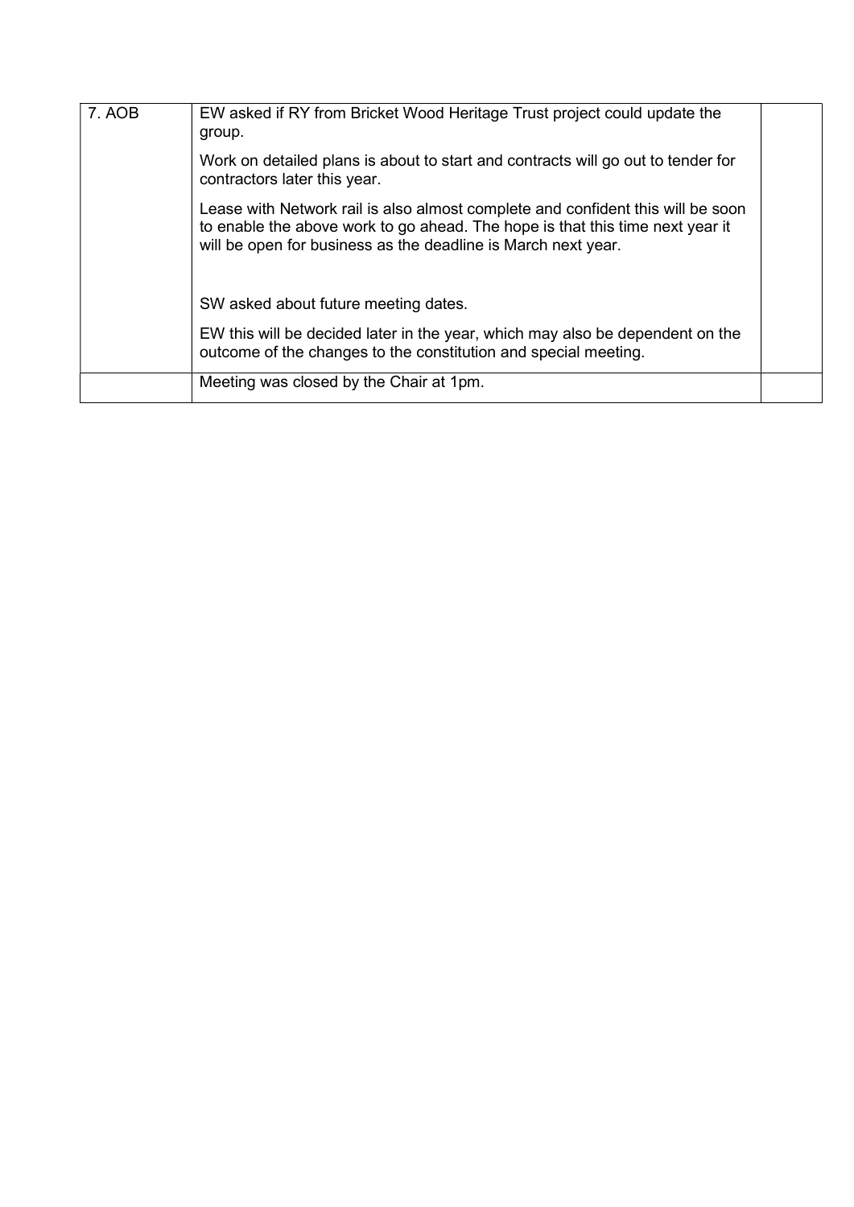| | | |
|---|---|---|
| 7. AOB | EW asked if RY from Bricket Wood Heritage Trust project could update the group.<br><br>Work on detailed plans is about to start and contracts will go out to tender for contractors later this year.<br><br>Lease with Network rail is also almost complete and confident this will be soon to enable the above work to go ahead. The hope is that this time next year it will be open for business as the deadline is March next year.<br><br>SW asked about future meeting dates.<br><br>EW this will be decided later in the year, which may also be dependent on the outcome of the changes to the constitution and special meeting. | |
| | Meeting was closed by the Chair at 1pm. | |